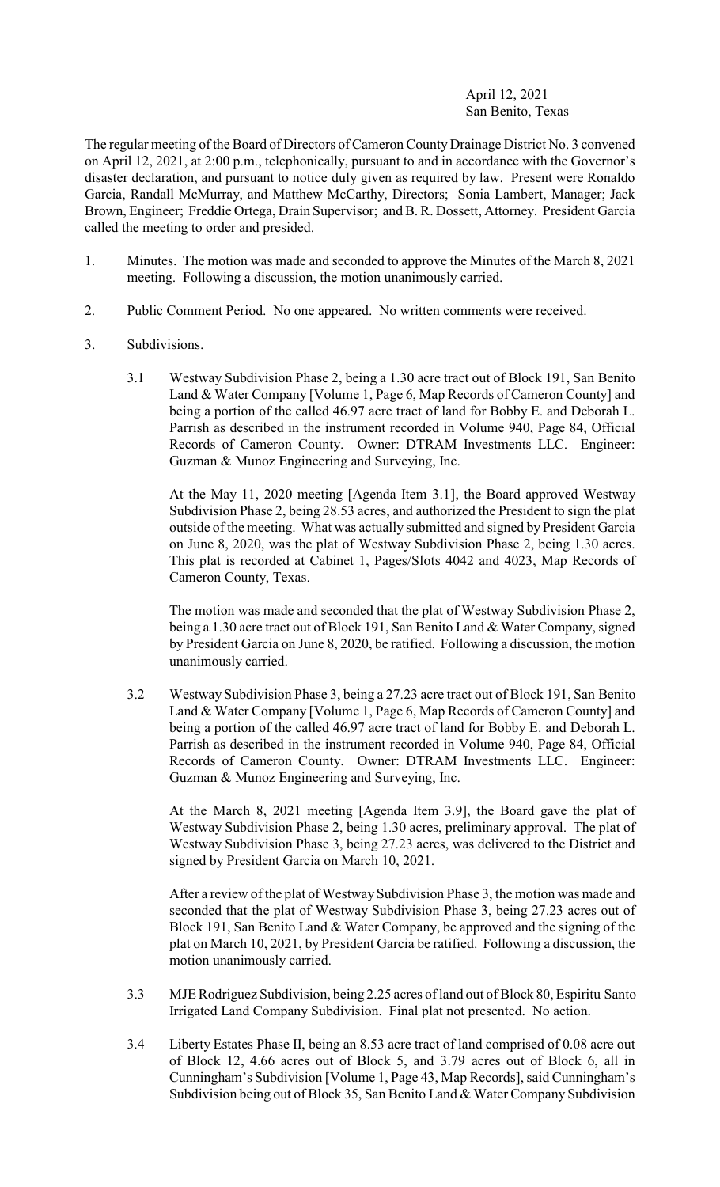April 12, 2021
San Benito, Texas

The regular meeting of the Board of Directors of Cameron County Drainage District No. 3 convened on April 12, 2021, at 2:00 p.m., telephonically, pursuant to and in accordance with the Governor's disaster declaration, and pursuant to notice duly given as required by law. Present were Ronaldo Garcia, Randall McMurray, and Matthew McCarthy, Directors; Sonia Lambert, Manager; Jack Brown, Engineer; Freddie Ortega, Drain Supervisor; and B. R. Dossett, Attorney. President Garcia called the meeting to order and presided.

1. Minutes. The motion was made and seconded to approve the Minutes of the March 8, 2021 meeting. Following a discussion, the motion unanimously carried.

2. Public Comment Period. No one appeared. No written comments were received.

3. Subdivisions.

   3.1 Westway Subdivision Phase 2, being a 1.30 acre tract out of Block 191, San Benito Land & Water Company [Volume 1, Page 6, Map Records of Cameron County] and being a portion of the called 46.97 acre tract of land for Bobby E. and Deborah L. Parrish as described in the instrument recorded in Volume 940, Page 84, Official Records of Cameron County. Owner: DTRAM Investments LLC. Engineer: Guzman & Munoz Engineering and Surveying, Inc.

   At the May 11, 2020 meeting [Agenda Item 3.1], the Board approved Westway Subdivision Phase 2, being 28.53 acres, and authorized the President to sign the plat outside of the meeting. What was actually submitted and signed by President Garcia on June 8, 2020, was the plat of Westway Subdivision Phase 2, being 1.30 acres. This plat is recorded at Cabinet 1, Pages/Slots 4042 and 4023, Map Records of Cameron County, Texas.

   The motion was made and seconded that the plat of Westway Subdivision Phase 2, being a 1.30 acre tract out of Block 191, San Benito Land & Water Company, signed by President Garcia on June 8, 2020, be ratified. Following a discussion, the motion unanimously carried.

   3.2 Westway Subdivision Phase 3, being a 27.23 acre tract out of Block 191, San Benito Land & Water Company [Volume 1, Page 6, Map Records of Cameron County] and being a portion of the called 46.97 acre tract of land for Bobby E. and Deborah L. Parrish as described in the instrument recorded in Volume 940, Page 84, Official Records of Cameron County. Owner: DTRAM Investments LLC. Engineer: Guzman & Munoz Engineering and Surveying, Inc.

   At the March 8, 2021 meeting [Agenda Item 3.9], the Board gave the plat of Westway Subdivision Phase 2, being 1.30 acres, preliminary approval. The plat of Westway Subdivision Phase 3, being 27.23 acres, was delivered to the District and signed by President Garcia on March 10, 2021.

   After a review of the plat of Westway Subdivision Phase 3, the motion was made and seconded that the plat of Westway Subdivision Phase 3, being 27.23 acres out of Block 191, San Benito Land & Water Company, be approved and the signing of the plat on March 10, 2021, by President Garcia be ratified. Following a discussion, the motion unanimously carried.

   3.3 MJE Rodriguez Subdivision, being 2.25 acres of land out of Block 80, Espiritu Santo Irrigated Land Company Subdivision. Final plat not presented. No action.

   3.4 Liberty Estates Phase II, being an 8.53 acre tract of land comprised of 0.08 acre out of Block 12, 4.66 acres out of Block 5, and 3.79 acres out of Block 6, all in Cunningham's Subdivision [Volume 1, Page 43, Map Records], said Cunningham's Subdivision being out of Block 35, San Benito Land & Water Company Subdivision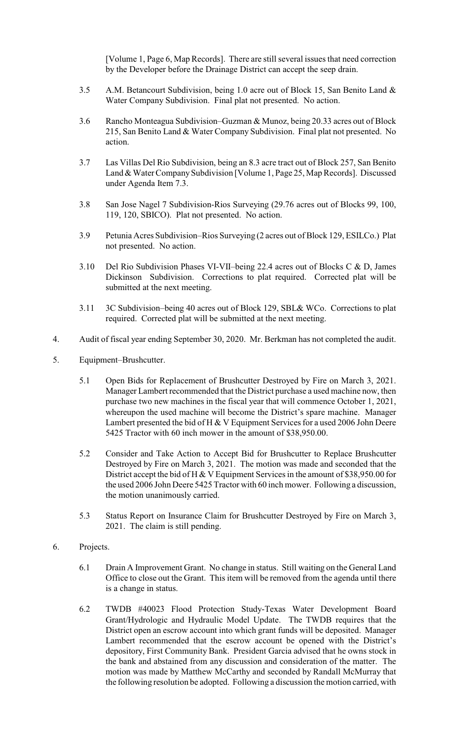[Volume 1, Page 6, Map Records]. There are still several issues that need correction by the Developer before the Drainage District can accept the seep drain.

3.5 A.M. Betancourt Subdivision, being 1.0 acre out of Block 15, San Benito Land & Water Company Subdivision. Final plat not presented. No action.

3.6 Rancho Monteagua Subdivision–Guzman & Munoz, being 20.33 acres out of Block 215, San Benito Land & Water Company Subdivision. Final plat not presented. No action.

3.7 Las Villas Del Rio Subdivision, being an 8.3 acre tract out of Block 257, San Benito Land & Water Company Subdivision [Volume 1, Page 25, Map Records]. Discussed under Agenda Item 7.3.

3.8 San Jose Nagel 7 Subdivision-Rios Surveying (29.76 acres out of Blocks 99, 100, 119, 120, SBICO). Plat not presented. No action.

3.9 Petunia Acres Subdivision–Rios Surveying (2 acres out of Block 129, ESILCo.) Plat not presented. No action.

3.10 Del Rio Subdivision Phases VI-VII–being 22.4 acres out of Blocks C & D, James Dickinson Subdivision. Corrections to plat required. Corrected plat will be submitted at the next meeting.

3.11 3C Subdivision–being 40 acres out of Block 129, SBL& WCo. Corrections to plat required. Corrected plat will be submitted at the next meeting.

4. Audit of fiscal year ending September 30, 2020. Mr. Berkman has not completed the audit.

5. Equipment–Brushcutter.

5.1 Open Bids for Replacement of Brushcutter Destroyed by Fire on March 3, 2021. Manager Lambert recommended that the District purchase a used machine now, then purchase two new machines in the fiscal year that will commence October 1, 2021, whereupon the used machine will become the District's spare machine. Manager Lambert presented the bid of H & V Equipment Services for a used 2006 John Deere 5425 Tractor with 60 inch mower in the amount of $38,950.00.

5.2 Consider and Take Action to Accept Bid for Brushcutter to Replace Brushcutter Destroyed by Fire on March 3, 2021. The motion was made and seconded that the District accept the bid of H & V Equipment Services in the amount of $38,950.00 for the used 2006 John Deere 5425 Tractor with 60 inch mower. Following a discussion, the motion unanimously carried.

5.3 Status Report on Insurance Claim for Brushcutter Destroyed by Fire on March 3, 2021. The claim is still pending.

6. Projects.

6.1 Drain A Improvement Grant. No change in status. Still waiting on the General Land Office to close out the Grant. This item will be removed from the agenda until there is a change in status.

6.2 TWDB #40023 Flood Protection Study-Texas Water Development Board Grant/Hydrologic and Hydraulic Model Update. The TWDB requires that the District open an escrow account into which grant funds will be deposited. Manager Lambert recommended that the escrow account be opened with the District's depository, First Community Bank. President Garcia advised that he owns stock in the bank and abstained from any discussion and consideration of the matter. The motion was made by Matthew McCarthy and seconded by Randall McMurray that the following resolution be adopted. Following a discussion the motion carried, with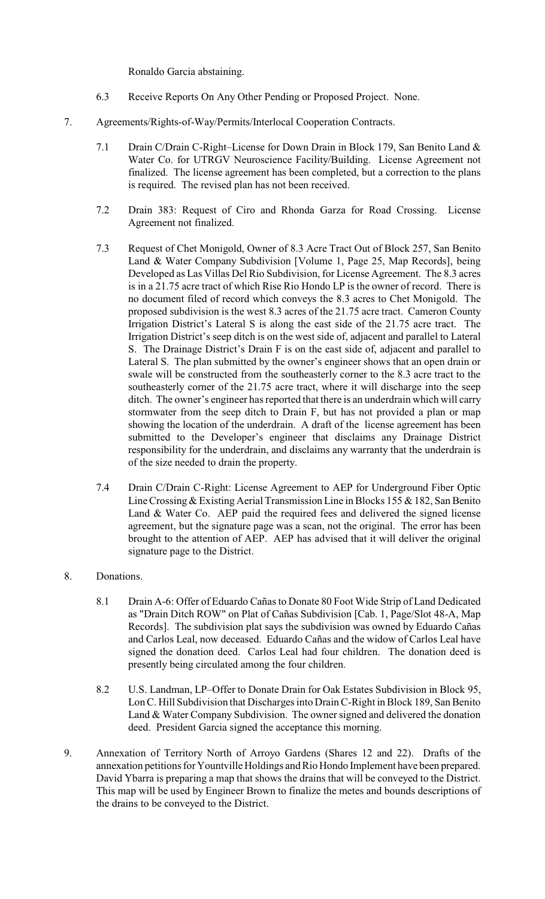Ronaldo Garcia abstaining.

6.3 Receive Reports On Any Other Pending or Proposed Project. None.

7. Agreements/Rights-of-Way/Permits/Interlocal Cooperation Contracts.

   7.1 Drain C/Drain C-Right–License for Down Drain in Block 179, San Benito Land & Water Co. for UTRGV Neuroscience Facility/Building. License Agreement not finalized. The license agreement has been completed, but a correction to the plans is required. The revised plan has not been received.

   7.2 Drain 383: Request of Ciro and Rhonda Garza for Road Crossing. License Agreement not finalized.

   7.3 Request of Chet Monigold, Owner of 8.3 Acre Tract Out of Block 257, San Benito Land & Water Company Subdivision [Volume 1, Page 25, Map Records], being Developed as Las Villas Del Rio Subdivision, for License Agreement. The 8.3 acres is in a 21.75 acre tract of which Rise Rio Hondo LP is the owner of record. There is no document filed of record which conveys the 8.3 acres to Chet Monigold. The proposed subdivision is the west 8.3 acres of the 21.75 acre tract. Cameron County Irrigation District's Lateral S is along the east side of the 21.75 acre tract. The Irrigation District's seep ditch is on the west side of, adjacent and parallel to Lateral S. The Drainage District's Drain F is on the east side of, adjacent and parallel to Lateral S. The plan submitted by the owner's engineer shows that an open drain or swale will be constructed from the southeasterly corner to the 8.3 acre tract to the southeasterly corner of the 21.75 acre tract, where it will discharge into the seep ditch. The owner's engineer has reported that there is an underdrain which will carry stormwater from the seep ditch to Drain F, but has not provided a plan or map showing the location of the underdrain. A draft of the license agreement has been submitted to the Developer's engineer that disclaims any Drainage District responsibility for the underdrain, and disclaims any warranty that the underdrain is of the size needed to drain the property.

   7.4 Drain C/Drain C-Right: License Agreement to AEP for Underground Fiber Optic Line Crossing & Existing Aerial Transmission Line in Blocks 155 & 182, San Benito Land & Water Co. AEP paid the required fees and delivered the signed license agreement, but the signature page was a scan, not the original. The error has been brought to the attention of AEP. AEP has advised that it will deliver the original signature page to the District.

8. Donations.

   8.1 Drain A-6: Offer of Eduardo Cañas to Donate 80 Foot Wide Strip of Land Dedicated as "Drain Ditch ROW" on Plat of Cañas Subdivision [Cab. 1, Page/Slot 48-A, Map Records]. The subdivision plat says the subdivision was owned by Eduardo Cañas and Carlos Leal, now deceased. Eduardo Cañas and the widow of Carlos Leal have signed the donation deed. Carlos Leal had four children. The donation deed is presently being circulated among the four children.

   8.2 U.S. Landman, LP–Offer to Donate Drain for Oak Estates Subdivision in Block 95, Lon C. Hill Subdivision that Discharges into Drain C-Right in Block 189, San Benito Land & Water Company Subdivision. The owner signed and delivered the donation deed. President Garcia signed the acceptance this morning.

9. Annexation of Territory North of Arroyo Gardens (Shares 12 and 22). Drafts of the annexation petitions for Yountville Holdings and Rio Hondo Implement have been prepared. David Ybarra is preparing a map that shows the drains that will be conveyed to the District. This map will be used by Engineer Brown to finalize the metes and bounds descriptions of the drains to be conveyed to the District.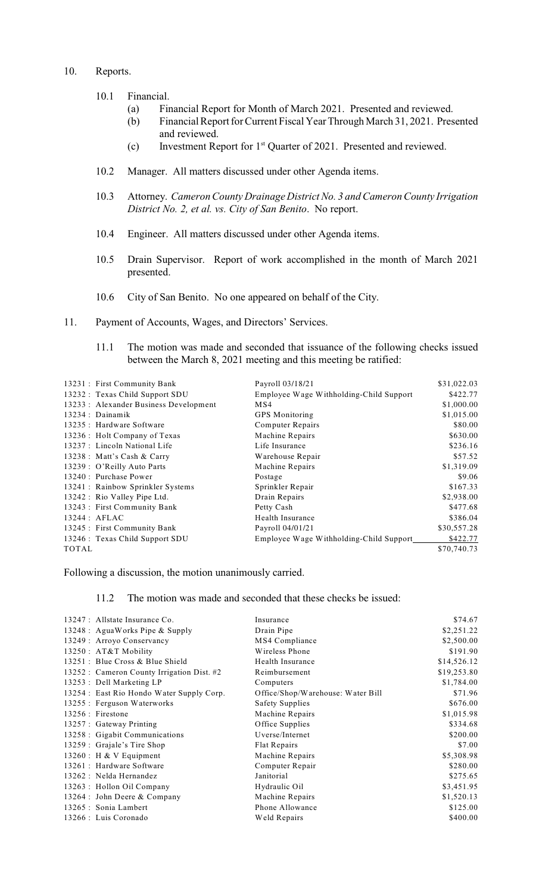10. Reports.

    10.1 Financial.
        (a) Financial Report for Month of March 2021. Presented and reviewed.
        (b) Financial Report for Current Fiscal Year Through March 31, 2021. Presented and reviewed.
        (c) Investment Report for 1st Quarter of 2021. Presented and reviewed.

    10.2 Manager. All matters discussed under other Agenda items.

    10.3 Attorney. *Cameron County Drainage District No. 3 and Cameron County Irrigation District No. 2, et al. vs. City of San Benito*. No report.

    10.4 Engineer. All matters discussed under other Agenda items.

    10.5 Drain Supervisor. Report of work accomplished in the month of March 2021 presented.

    10.6 City of San Benito. No one appeared on behalf of the City.

11. Payment of Accounts, Wages, and Directors' Services.

    11.1 The motion was made and seconded that issuance of the following checks issued between the March 8, 2021 meeting and this meeting be ratified:

| | | |
|---|---|---|
| 13231 : First Community Bank | Payroll 03/18/21 | $31,022.03 |
| 13232 : Texas Child Support SDU | Employee Wage Withholding-Child Support | $422.77 |
| 13233 : Alexander Business Development | MS4 | $1,000.00 |
| 13234 : Dainamik | GPS Monitoring | $1,015.00 |
| 13235 : Hardware Software | Computer Repairs | $80.00 |
| 13236 : Holt Company of Texas | Machine Repairs | $630.00 |
| 13237 : Lincoln National Life | Life Insurance | $236.16 |
| 13238 : Matt's Cash & Carry | Warehouse Repair | $57.52 |
| 13239 : O'Reilly Auto Parts | Machine Repairs | $1,319.09 |
| 13240 : Purchase Power | Postage | $9.06 |
| 13241 : Rainbow Sprinkler Systems | Sprinkler Repair | $167.33 |
| 13242 : Rio Valley Pipe Ltd. | Drain Repairs | $2,938.00 |
| 13243 : First Community Bank | Petty Cash | $477.68 |
| 13244 : AFLAC | Health Insurance | $386.04 |
| 13245 : First Community Bank | Payroll 04/01/21 | $30,557.28 |
| 13246 : Texas Child Support SDU | Employee Wage Withholding-Child Support | $422.77 |
| TOTAL | | $70,740.73 |

Following a discussion, the motion unanimously carried.

    11.2 The motion was made and seconded that these checks be issued:

| | | |
|---|---|---|
| 13247 : Allstate Insurance Co. | Insurance | $74.67 |
| 13248 : AguaWorks Pipe & Supply | Drain Pipe | $2,251.22 |
| 13249 : Arroyo Conservancy | MS4 Compliance | $2,500.00 |
| 13250 : AT&T Mobility | Wireless Phone | $191.90 |
| 13251 : Blue Cross & Blue Shield | Health Insurance | $14,526.12 |
| 13252 : Cameron County Irrigation Dist. #2 | Reimbursement | $19,253.80 |
| 13253 : Dell Marketing LP | Computers | $1,784.00 |
| 13254 : East Rio Hondo Water Supply Corp. | Office/Shop/Warehouse: Water Bill | $71.96 |
| 13255 : Ferguson Waterworks | Safety Supplies | $676.00 |
| 13256 : Firestone | Machine Repairs | $1,015.98 |
| 13257 : Gateway Printing | Office Supplies | $334.68 |
| 13258 : Gigabit Communications | Uverse/Internet | $200.00 |
| 13259 : Grajale's Tire Shop | Flat Repairs | $7.00 |
| 13260 : H & V Equipment | Machine Repairs | $5,308.98 |
| 13261 : Hardware Software | Computer Repair | $280.00 |
| 13262 : Nelda Hernandez | Janitorial | $275.65 |
| 13263 : Hollon Oil Company | Hydraulic Oil | $3,451.95 |
| 13264 : John Deere & Company | Machine Repairs | $1,520.13 |
| 13265 : Sonia Lambert | Phone Allowance | $125.00 |
| 13266 : Luis Coronado | Weld Repairs | $400.00 |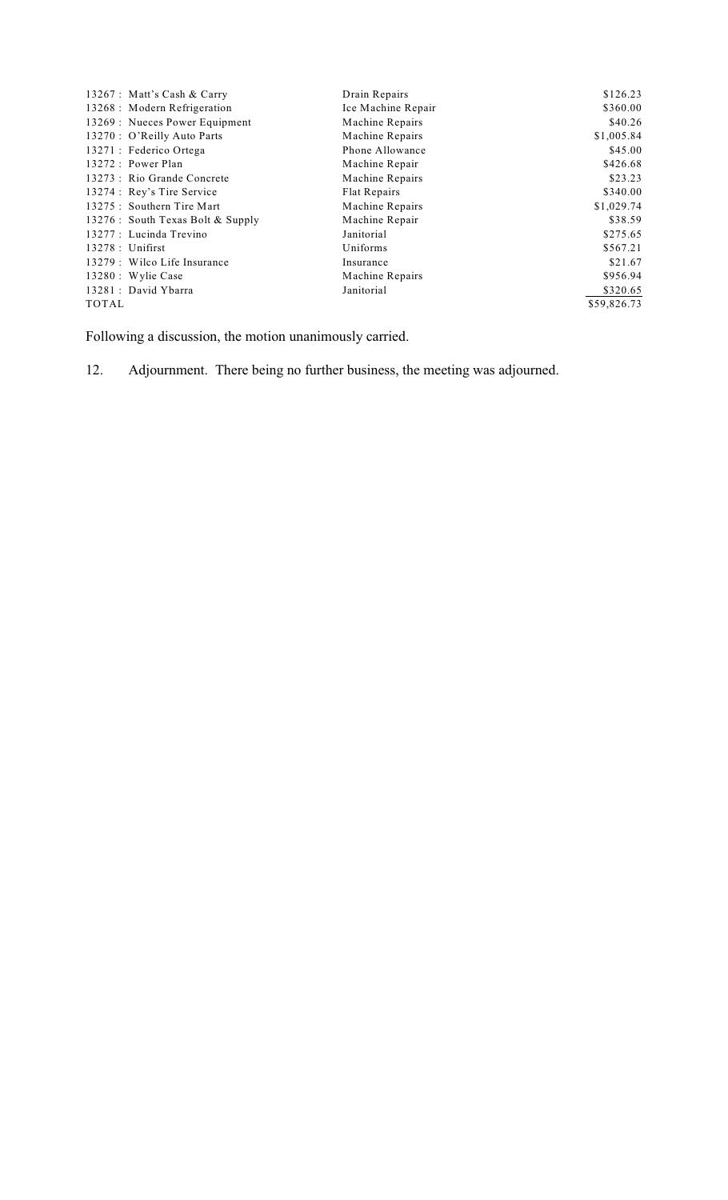| | | |
|---|---|---|
| 13267 : Matt's Cash & Carry | Drain Repairs | $126.23 |
| 13268 : Modern Refrigeration | Ice Machine Repair | $360.00 |
| 13269 : Nueces Power Equipment | Machine Repairs | $40.26 |
| 13270 : O'Reilly Auto Parts | Machine Repairs | $1,005.84 |
| 13271 : Federico Ortega | Phone Allowance | $45.00 |
| 13272 : Power Plan | Machine Repair | $426.68 |
| 13273 : Rio Grande Concrete | Machine Repairs | $23.23 |
| 13274 : Rey's Tire Service | Flat Repairs | $340.00 |
| 13275 : Southern Tire Mart | Machine Repairs | $1,029.74 |
| 13276 : South Texas Bolt & Supply | Machine Repair | $38.59 |
| 13277 : Lucinda Trevino | Janitorial | $275.65 |
| 13278 : Unifirst | Uniforms | $567.21 |
| 13279 : Wilco Life Insurance | Insurance | $21.67 |
| 13280 : Wylie Case | Machine Repairs | $956.94 |
| 13281 : David Ybarra | Janitorial | $320.65 |
| TOTAL | | $59,826.73 |

Following a discussion, the motion unanimously carried.

12. Adjournment. There being no further business, the meeting was adjourned.